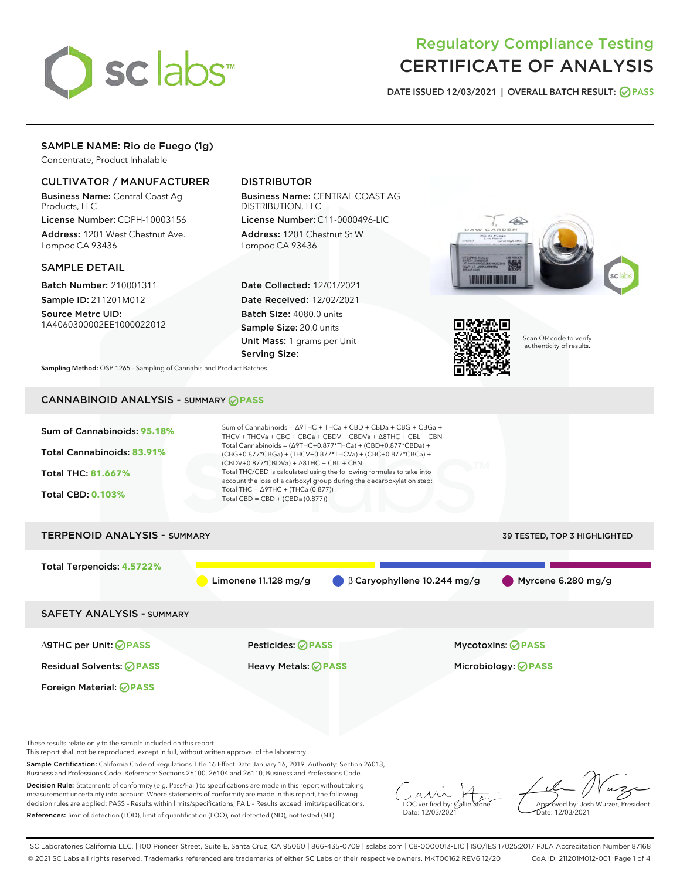# Regulatory Compliance Testing
# CERTIFICATE OF ANALYSIS

DATE ISSUED 12/03/2021 | OVERALL BATCH RESULT: PASS

## SAMPLE NAME: Rio de Fuego (1g)

Concentrate, Product Inhalable

### CULTIVATOR / MANUFACTURER

**Business Name:** Central Coast Ag Products, LLC

**License Number:** CDPH-10003156

**Address:** 1201 West Chestnut Ave. Lompoc CA 93436

### DISTRIBUTOR

**Business Name:** CENTRAL COAST AG DISTRIBUTION, LLC

**License Number:** C11-0000496-LIC

**Address:** 1201 Chestnut St W Lompoc CA 93436

### SAMPLE DETAIL

**Batch Number:** 210001311

**Sample ID:** 211201M012

**Source Metrc UID:** 1A4060300002EE1000022012

**Date Collected:** 12/01/2021

**Date Received:** 12/02/2021

**Batch Size:** 4080.0 units

**Sample Size:** 20.0 units

**Unit Mass:** 1 grams per Unit

**Serving Size:**

Scan QR code to verify authenticity of results.

**Sampling Method:** QSP 1265 - Sampling of Cannabis and Product Batches

## CANNABINOID ANALYSIS - SUMMARY PASS

Sum of Cannabinoids: **95.18%**

Total Cannabinoids: **83.91%**

Total THC: **81.667%**

Total CBD: **0.103%**

Sum of Cannabinoids = Δ9THC + THCa + CBD + CBDa + CBG + CBGa + THCV + THCVa + CBC + CBCa + CBDV + CBDVa + Δ8THC + CBL + CBN

Total Cannabinoids = (Δ9THC+0.877*THCa) + (CBD+0.877*CBDa) + (CBG+0.877*CBGa) + (THCV+0.877*THCVa) + (CBC+0.877*CBCa) + (CBDV+0.877*CBDVa) + Δ8THC + CBL + CBN

Total THC/CBD is calculated using the following formulas to take into account the loss of a carboxyl group during the decarboxylation step:

Total THC = Δ9THC + (THCa (0.877))

Total CBD = CBD + (CBDa (0.877))

## TERPENOID ANALYSIS - SUMMARY

39 TESTED, TOP 3 HIGHLIGHTED

Total Terpenoids: **4.5722%**

- Limonene 11.128 mg/g
- β Caryophyllene 10.244 mg/g
- Myrcene 6.280 mg/g

## SAFETY ANALYSIS - SUMMARY

| | | |
|---|---|---|
| Δ9THC per Unit: PASS | Pesticides: PASS | Mycotoxins: PASS |
| Residual Solvents: PASS | Heavy Metals: PASS | Microbiology: PASS |
| Foreign Material: PASS | | |

These results relate only to the sample included on this report.
This report shall not be reproduced, except in full, without written approval of the laboratory.

**Sample Certification:** California Code of Regulations Title 16 Effect Date January 16, 2019. Authority: Section 26013, Business and Professions Code. Reference: Sections 26100, 26104 and 26110, Business and Professions Code.

**Decision Rule:** Statements of conformity (e.g. Pass/Fail) to specifications are made in this report without taking measurement uncertainty into account. Where statements of conformity are made in this report, the following decision rules are applied: PASS - Results within limits/specifications, FAIL - Results exceed limits/specifications.

**References:** limit of detection (LOD), limit of quantification (LOQ), not detected (ND), not tested (NT)

LQC verified by: Callie Stone
Date: 12/03/2021

Approved by: Josh Wurzer, President
Date: 12/03/2021

SC Laboratories California LLC. | 100 Pioneer Street, Suite E, Santa Cruz, CA 95060 | 866-435-0709 | sclabs.com | C8-0000013-LIC | ISO/IES 17025:2017 PJLA Accreditation Number 87168
© 2021 SC Labs all rights reserved. Trademarks referenced are trademarks of either SC Labs or their respective owners. MKT00162 REV6 12/20 CoA ID: 211201M012-001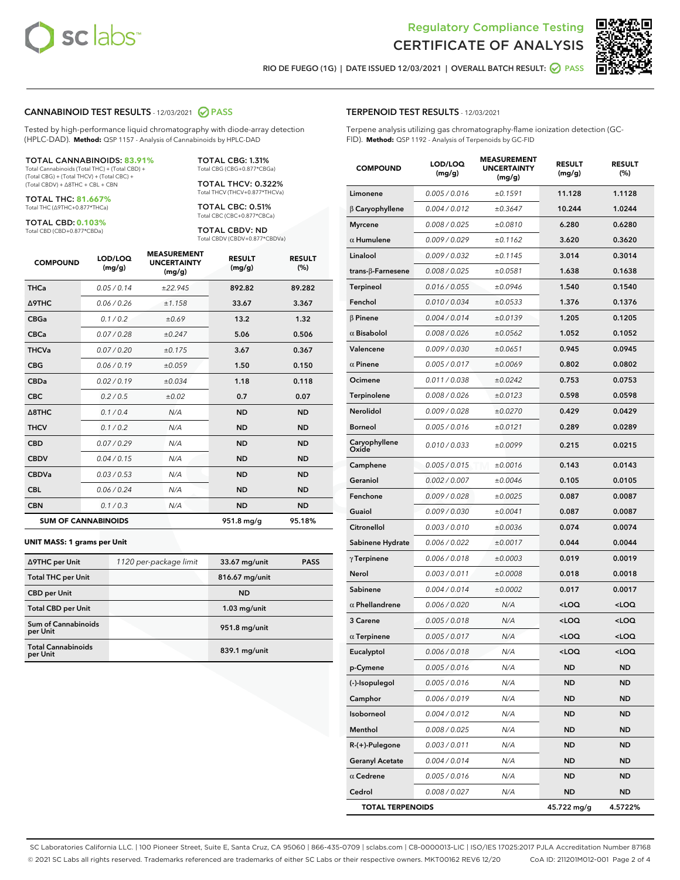# Regulatory Compliance Testing
# CERTIFICATE OF ANALYSIS

RIO DE FUEGO (1G) | DATE ISSUED 12/03/2021 | OVERALL BATCH RESULT: PASS

## CANNABINOID TEST RESULTS - 12/03/2021 PASS

Tested by high-performance liquid chromatography with diode-array detection (HPLC-DAD). **Method:** QSP 1157 - Analysis of Cannabinoids by HPLC-DAD

**TOTAL CANNABINOIDS: 83.91%**
Total Cannabinoids (Total THC) + (Total CBD) + (Total CBG) + (Total THCV) + (Total CBC) + (Total CBDV) + Δ8THC + CBL + CBN

**TOTAL THC: 81.667%**
Total THC (Δ9THC+0.877*THCa)

**TOTAL CBD: 0.103%**
Total CBD (CBD+0.877*CBDa)

**TOTAL CBG: 1.31%**
Total CBG (CBG+0.877*CBGa)

**TOTAL THCV: 0.322%**
Total THCV (THCV+0.877*THCVa)

**TOTAL CBC: 0.51%**
Total CBC (CBC+0.877*CBCa)

**TOTAL CBDV: ND**
Total CBDV (CBDV+0.877*CBDVa)

| COMPOUND | LOD/LOQ (mg/g) | MEASUREMENT UNCERTAINTY (mg/g) | RESULT (mg/g) | RESULT (%) |
|---|---|---|---|---|
| THCa | 0.05 / 0.14 | ±22.945 | 892.82 | 89.282 |
| Δ9THC | 0.06 / 0.26 | ±1.158 | 33.67 | 3.367 |
| CBGa | 0.1 / 0.2 | ±0.69 | 13.2 | 1.32 |
| CBCa | 0.07 / 0.28 | ±0.247 | 5.06 | 0.506 |
| THCVa | 0.07 / 0.20 | ±0.175 | 3.67 | 0.367 |
| CBG | 0.06 / 0.19 | ±0.059 | 1.50 | 0.150 |
| CBDa | 0.02 / 0.19 | ±0.034 | 1.18 | 0.118 |
| CBC | 0.2 / 0.5 | ±0.02 | 0.7 | 0.07 |
| Δ8THC | 0.1 / 0.4 | N/A | ND | ND |
| THCV | 0.1 / 0.2 | N/A | ND | ND |
| CBD | 0.07 / 0.29 | N/A | ND | ND |
| CBDV | 0.04 / 0.15 | N/A | ND | ND |
| CBDVa | 0.03 / 0.53 | N/A | ND | ND |
| CBL | 0.06 / 0.24 | N/A | ND | ND |
| CBN | 0.1 / 0.3 | N/A | ND | ND |
| **SUM OF CANNABINOIDS** | | | **951.8 mg/g** | **95.18%** |

**UNIT MASS: 1 grams per Unit**

| | | | |
|---|---|---|---|
| Δ9THC per Unit | 1120 per-package limit | 33.67 mg/unit | PASS |
| Total THC per Unit | | 816.67 mg/unit | |
| CBD per Unit | | ND | |
| Total CBD per Unit | | 1.03 mg/unit | |
| Sum of Cannabinoids per Unit | | 951.8 mg/unit | |
| Total Cannabinoids per Unit | | 839.1 mg/unit | |

## TERPENOID TEST RESULTS - 12/03/2021

Terpene analysis utilizing gas chromatography-flame ionization detection (GC-FID). **Method:** QSP 1192 - Analysis of Terpenoids by GC-FID

| COMPOUND | LOD/LOQ (mg/g) | MEASUREMENT UNCERTAINTY (mg/g) | RESULT (mg/g) | RESULT (%) |
|---|---|---|---|---|
| Limonene | 0.005 / 0.016 | ±0.1591 | 11.128 | 1.1128 |
| β Caryophyllene | 0.004 / 0.012 | ±0.3647 | 10.244 | 1.0244 |
| Myrcene | 0.008 / 0.025 | ±0.0810 | 6.280 | 0.6280 |
| α Humulene | 0.009 / 0.029 | ±0.1162 | 3.620 | 0.3620 |
| Linalool | 0.009 / 0.032 | ±0.1145 | 3.014 | 0.3014 |
| trans-β-Farnesene | 0.008 / 0.025 | ±0.0581 | 1.638 | 0.1638 |
| Terpineol | 0.016 / 0.055 | ±0.0946 | 1.540 | 0.1540 |
| Fenchol | 0.010 / 0.034 | ±0.0533 | 1.376 | 0.1376 |
| β Pinene | 0.004 / 0.014 | ±0.0139 | 1.205 | 0.1205 |
| α Bisabolol | 0.008 / 0.026 | ±0.0562 | 1.052 | 0.1052 |
| Valencene | 0.009 / 0.030 | ±0.0651 | 0.945 | 0.0945 |
| α Pinene | 0.005 / 0.017 | ±0.0069 | 0.802 | 0.0802 |
| Ocimene | 0.011 / 0.038 | ±0.0242 | 0.753 | 0.0753 |
| Terpinolene | 0.008 / 0.026 | ±0.0123 | 0.598 | 0.0598 |
| Nerolidol | 0.009 / 0.028 | ±0.0270 | 0.429 | 0.0429 |
| Borneol | 0.005 / 0.016 | ±0.0121 | 0.289 | 0.0289 |
| Caryophyllene Oxide | 0.010 / 0.033 | ±0.0099 | 0.215 | 0.0215 |
| Camphene | 0.005 / 0.015 | ±0.0016 | 0.143 | 0.0143 |
| Geraniol | 0.002 / 0.007 | ±0.0046 | 0.105 | 0.0105 |
| Fenchone | 0.009 / 0.028 | ±0.0025 | 0.087 | 0.0087 |
| Guaiol | 0.009 / 0.030 | ±0.0041 | 0.087 | 0.0087 |
| Citronellol | 0.003 / 0.010 | ±0.0036 | 0.074 | 0.0074 |
| Sabinene Hydrate | 0.006 / 0.022 | ±0.0017 | 0.044 | 0.0044 |
| γ Terpinene | 0.006 / 0.018 | ±0.0003 | 0.019 | 0.0019 |
| Nerol | 0.003 / 0.011 | ±0.0008 | 0.018 | 0.0018 |
| Sabinene | 0.004 / 0.014 | ±0.0002 | 0.017 | 0.0017 |
| α Phellandrene | 0.006 / 0.020 | N/A | <LOQ | <LOQ |
| 3 Carene | 0.005 / 0.018 | N/A | <LOQ | <LOQ |
| α Terpinene | 0.005 / 0.017 | N/A | <LOQ | <LOQ |
| Eucalyptol | 0.006 / 0.018 | N/A | <LOQ | <LOQ |
| p-Cymene | 0.005 / 0.016 | N/A | ND | ND |
| (-)-Isopulegol | 0.005 / 0.016 | N/A | ND | ND |
| Camphor | 0.006 / 0.019 | N/A | ND | ND |
| Isoborneol | 0.004 / 0.012 | N/A | ND | ND |
| Menthol | 0.008 / 0.025 | N/A | ND | ND |
| R-(+)-Pulegone | 0.003 / 0.011 | N/A | ND | ND |
| Geranyl Acetate | 0.004 / 0.014 | N/A | ND | ND |
| α Cedrene | 0.005 / 0.016 | N/A | ND | ND |
| Cedrol | 0.008 / 0.027 | N/A | ND | ND |
| **TOTAL TERPENOIDS** | | | **45.722 mg/g** | **4.5722%** |

SC Laboratories California LLC. | 100 Pioneer Street, Suite E, Santa Cruz, CA 95060 | 866-435-0709 | sclabs.com | C8-0000013-LIC | ISO/IES 17025:2017 PJLA Accreditation Number 87168
© 2021 SC Labs all rights reserved. Trademarks referenced are trademarks of either SC Labs or their respective owners. MKT00162 REV6 12/20 CoA ID: 211201M012-001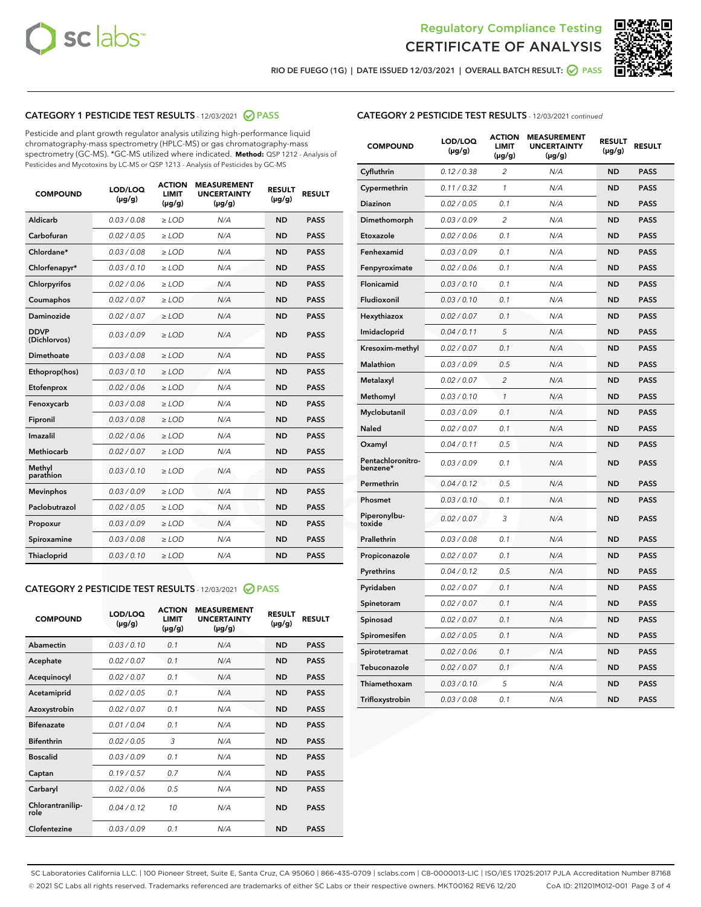Regulatory Compliance Testing
CERTIFICATE OF ANALYSIS

RIO DE FUEGO (1G) | DATE ISSUED 12/03/2021 | OVERALL BATCH RESULT: PASS

## CATEGORY 1 PESTICIDE TEST RESULTS - 12/03/2021 PASS

Pesticide and plant growth regulator analysis utilizing high-performance liquid chromatography-mass spectrometry (HPLC-MS) or gas chromatography-mass spectrometry (GC-MS). *GC-MS utilized where indicated. **Method:** QSP 1212 - Analysis of Pesticides and Mycotoxins by LC-MS or QSP 1213 - Analysis of Pesticides by GC-MS

| COMPOUND | LOD/LOQ (µg/g) | ACTION LIMIT (µg/g) | MEASUREMENT UNCERTAINTY (µg/g) | RESULT (µg/g) | RESULT |
|---|---|---|---|---|---|
| Aldicarb | 0.03 / 0.08 | ≥ LOD | N/A | ND | PASS |
| Carbofuran | 0.02 / 0.05 | ≥ LOD | N/A | ND | PASS |
| Chlordane* | 0.03 / 0.08 | ≥ LOD | N/A | ND | PASS |
| Chlorfenapyr* | 0.03 / 0.10 | ≥ LOD | N/A | ND | PASS |
| Chlorpyrifos | 0.02 / 0.06 | ≥ LOD | N/A | ND | PASS |
| Coumaphos | 0.02 / 0.07 | ≥ LOD | N/A | ND | PASS |
| Daminozide | 0.02 / 0.07 | ≥ LOD | N/A | ND | PASS |
| DDVP (Dichlorvos) | 0.03 / 0.09 | ≥ LOD | N/A | ND | PASS |
| Dimethoate | 0.03 / 0.08 | ≥ LOD | N/A | ND | PASS |
| Ethoprop(hos) | 0.03 / 0.10 | ≥ LOD | N/A | ND | PASS |
| Etofenprox | 0.02 / 0.06 | ≥ LOD | N/A | ND | PASS |
| Fenoxycarb | 0.03 / 0.08 | ≥ LOD | N/A | ND | PASS |
| Fipronil | 0.03 / 0.08 | ≥ LOD | N/A | ND | PASS |
| Imazalil | 0.02 / 0.06 | ≥ LOD | N/A | ND | PASS |
| Methiocarb | 0.02 / 0.07 | ≥ LOD | N/A | ND | PASS |
| Methyl parathion | 0.03 / 0.10 | ≥ LOD | N/A | ND | PASS |
| Mevinphos | 0.03 / 0.09 | ≥ LOD | N/A | ND | PASS |
| Paclobutrazol | 0.02 / 0.05 | ≥ LOD | N/A | ND | PASS |
| Propoxur | 0.03 / 0.09 | ≥ LOD | N/A | ND | PASS |
| Spiroxamine | 0.03 / 0.08 | ≥ LOD | N/A | ND | PASS |
| Thiacloprid | 0.03 / 0.10 | ≥ LOD | N/A | ND | PASS |

## CATEGORY 2 PESTICIDE TEST RESULTS - 12/03/2021 PASS

| COMPOUND | LOD/LOQ (µg/g) | ACTION LIMIT (µg/g) | MEASUREMENT UNCERTAINTY (µg/g) | RESULT (µg/g) | RESULT |
|---|---|---|---|---|---|
| Abamectin | 0.03 / 0.10 | 0.1 | N/A | ND | PASS |
| Acephate | 0.02 / 0.07 | 0.1 | N/A | ND | PASS |
| Acequinocyl | 0.02 / 0.07 | 0.1 | N/A | ND | PASS |
| Acetamiprid | 0.02 / 0.05 | 0.1 | N/A | ND | PASS |
| Azoxystrobin | 0.02 / 0.07 | 0.1 | N/A | ND | PASS |
| Bifenazate | 0.01 / 0.04 | 0.1 | N/A | ND | PASS |
| Bifenthrin | 0.02 / 0.05 | 3 | N/A | ND | PASS |
| Boscalid | 0.03 / 0.09 | 0.1 | N/A | ND | PASS |
| Captan | 0.19 / 0.57 | 0.7 | N/A | ND | PASS |
| Carbaryl | 0.02 / 0.06 | 0.5 | N/A | ND | PASS |
| Chlorantraniliprole | 0.04 / 0.12 | 10 | N/A | ND | PASS |
| Clofentezine | 0.03 / 0.09 | 0.1 | N/A | ND | PASS |
| Cyfluthrin | 0.12 / 0.38 | 2 | N/A | ND | PASS |
| Cypermethrin | 0.11 / 0.32 | 1 | N/A | ND | PASS |
| Diazinon | 0.02 / 0.05 | 0.1 | N/A | ND | PASS |
| Dimethomorph | 0.03 / 0.09 | 2 | N/A | ND | PASS |
| Etoxazole | 0.02 / 0.06 | 0.1 | N/A | ND | PASS |
| Fenhexamid | 0.03 / 0.09 | 0.1 | N/A | ND | PASS |
| Fenpyroximate | 0.02 / 0.06 | 0.1 | N/A | ND | PASS |
| Flonicamid | 0.03 / 0.10 | 0.1 | N/A | ND | PASS |
| Fludioxonil | 0.03 / 0.10 | 0.1 | N/A | ND | PASS |
| Hexythiazox | 0.02 / 0.07 | 0.1 | N/A | ND | PASS |
| Imidacloprid | 0.04 / 0.11 | 5 | N/A | ND | PASS |
| Kresoxim-methyl | 0.02 / 0.07 | 0.1 | N/A | ND | PASS |
| Malathion | 0.03 / 0.09 | 0.5 | N/A | ND | PASS |
| Metalaxyl | 0.02 / 0.07 | 2 | N/A | ND | PASS |
| Methomyl | 0.03 / 0.10 | 1 | N/A | ND | PASS |
| Myclobutanil | 0.03 / 0.09 | 0.1 | N/A | ND | PASS |
| Naled | 0.02 / 0.07 | 0.1 | N/A | ND | PASS |
| Oxamyl | 0.04 / 0.11 | 0.5 | N/A | ND | PASS |
| Pentachloronitrobenzene* | 0.03 / 0.09 | 0.1 | N/A | ND | PASS |
| Permethrin | 0.04 / 0.12 | 0.5 | N/A | ND | PASS |
| Phosmet | 0.03 / 0.10 | 0.1 | N/A | ND | PASS |
| Piperonylbutoxide | 0.02 / 0.07 | 3 | N/A | ND | PASS |
| Prallethrin | 0.03 / 0.08 | 0.1 | N/A | ND | PASS |
| Propiconazole | 0.02 / 0.07 | 0.1 | N/A | ND | PASS |
| Pyrethrins | 0.04 / 0.12 | 0.5 | N/A | ND | PASS |
| Pyridaben | 0.02 / 0.07 | 0.1 | N/A | ND | PASS |
| Spinetoram | 0.02 / 0.07 | 0.1 | N/A | ND | PASS |
| Spinosad | 0.02 / 0.07 | 0.1 | N/A | ND | PASS |
| Spiromesifen | 0.02 / 0.05 | 0.1 | N/A | ND | PASS |
| Spirotetramat | 0.02 / 0.06 | 0.1 | N/A | ND | PASS |
| Tebuconazole | 0.02 / 0.07 | 0.1 | N/A | ND | PASS |
| Thiamethoxam | 0.03 / 0.10 | 5 | N/A | ND | PASS |
| Trifloxystrobin | 0.03 / 0.08 | 0.1 | N/A | ND | PASS |

SC Laboratories California LLC. | 100 Pioneer Street, Suite E, Santa Cruz, CA 95060 | 866-435-0709 | sclabs.com | C8-0000013-LIC | ISO/IES 17025:2017 PJLA Accreditation Number 87168
© 2021 SC Labs all rights reserved. Trademarks referenced are trademarks of either SC Labs or their respective owners. MKT00162 REV6 12/20 CoA ID: 211201M012-001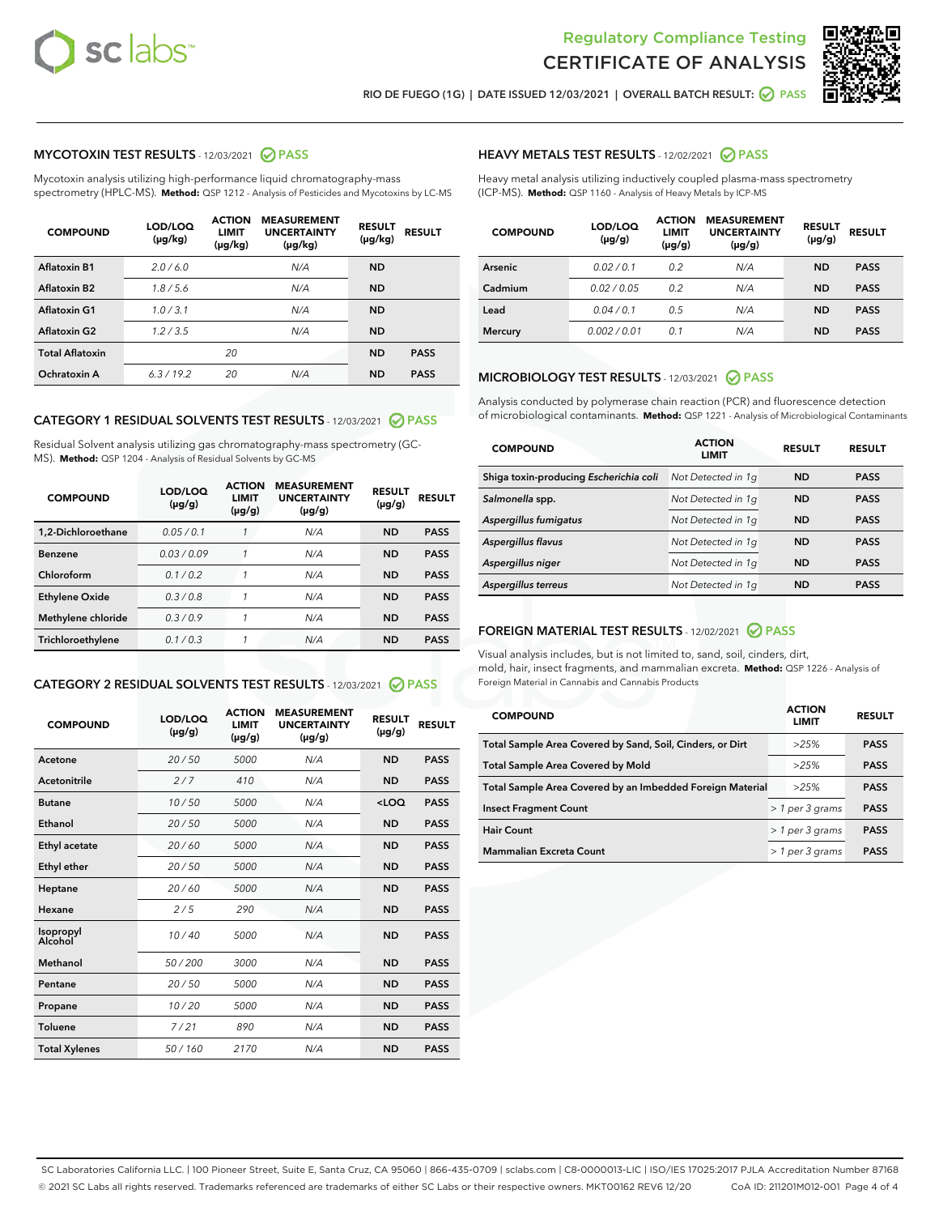Regulatory Compliance Testing

# CERTIFICATE OF ANALYSIS

RIO DE FUEGO (1G) | DATE ISSUED 12/03/2021 | OVERALL BATCH RESULT: PASS

## MYCOTOXIN TEST RESULTS - 12/03/2021 PASS

Mycotoxin analysis utilizing high-performance liquid chromatography-mass spectrometry (HPLC-MS). **Method:** QSP 1212 - Analysis of Pesticides and Mycotoxins by LC-MS

| COMPOUND | LOD/LOQ (μg/kg) | ACTION LIMIT (μg/kg) | MEASUREMENT UNCERTAINTY (μg/kg) | RESULT (μg/kg) | RESULT |
|---|---|---|---|---|---|
| Aflatoxin B1 | 2.0 / 6.0 | | N/A | ND | |
| Aflatoxin B2 | 1.8 / 5.6 | | N/A | ND | |
| Aflatoxin G1 | 1.0 / 3.1 | | N/A | ND | |
| Aflatoxin G2 | 1.2 / 3.5 | | N/A | ND | |
| Total Aflatoxin | | 20 | | ND | PASS |
| Ochratoxin A | 6.3 / 19.2 | 20 | N/A | ND | PASS |

## CATEGORY 1 RESIDUAL SOLVENTS TEST RESULTS - 12/03/2021 PASS

Residual Solvent analysis utilizing gas chromatography-mass spectrometry (GC-MS). **Method:** QSP 1204 - Analysis of Residual Solvents by GC-MS

| COMPOUND | LOD/LOQ (μg/g) | ACTION LIMIT (μg/g) | MEASUREMENT UNCERTAINTY (μg/g) | RESULT (μg/g) | RESULT |
|---|---|---|---|---|---|
| 1,2-Dichloroethane | 0.05 / 0.1 | 1 | N/A | ND | PASS |
| Benzene | 0.03 / 0.09 | 1 | N/A | ND | PASS |
| Chloroform | 0.1 / 0.2 | 1 | N/A | ND | PASS |
| Ethylene Oxide | 0.3 / 0.8 | 1 | N/A | ND | PASS |
| Methylene chloride | 0.3 / 0.9 | 1 | N/A | ND | PASS |
| Trichloroethylene | 0.1 / 0.3 | 1 | N/A | ND | PASS |

## CATEGORY 2 RESIDUAL SOLVENTS TEST RESULTS - 12/03/2021 PASS

| COMPOUND | LOD/LOQ (μg/g) | ACTION LIMIT (μg/g) | MEASUREMENT UNCERTAINTY (μg/g) | RESULT (μg/g) | RESULT |
|---|---|---|---|---|---|
| Acetone | 20 / 50 | 5000 | N/A | ND | PASS |
| Acetonitrile | 2 / 7 | 410 | N/A | ND | PASS |
| Butane | 10 / 50 | 5000 | N/A | <LOQ | PASS |
| Ethanol | 20 / 50 | 5000 | N/A | ND | PASS |
| Ethyl acetate | 20 / 60 | 5000 | N/A | ND | PASS |
| Ethyl ether | 20 / 50 | 5000 | N/A | ND | PASS |
| Heptane | 20 / 60 | 5000 | N/A | ND | PASS |
| Hexane | 2 / 5 | 290 | N/A | ND | PASS |
| Isopropyl Alcohol | 10 / 40 | 5000 | N/A | ND | PASS |
| Methanol | 50 / 200 | 3000 | N/A | ND | PASS |
| Pentane | 20 / 50 | 5000 | N/A | ND | PASS |
| Propane | 10 / 20 | 5000 | N/A | ND | PASS |
| Toluene | 7 / 21 | 890 | N/A | ND | PASS |
| Total Xylenes | 50 / 160 | 2170 | N/A | ND | PASS |

## HEAVY METALS TEST RESULTS - 12/02/2021 PASS

Heavy metal analysis utilizing inductively coupled plasma-mass spectrometry (ICP-MS). **Method:** QSP 1160 - Analysis of Heavy Metals by ICP-MS

| COMPOUND | LOD/LOQ (μg/g) | ACTION LIMIT (μg/g) | MEASUREMENT UNCERTAINTY (μg/g) | RESULT (μg/g) | RESULT |
|---|---|---|---|---|---|
| Arsenic | 0.02 / 0.1 | 0.2 | N/A | ND | PASS |
| Cadmium | 0.02 / 0.05 | 0.2 | N/A | ND | PASS |
| Lead | 0.04 / 0.1 | 0.5 | N/A | ND | PASS |
| Mercury | 0.002 / 0.01 | 0.1 | N/A | ND | PASS |

## MICROBIOLOGY TEST RESULTS - 12/03/2021 PASS

Analysis conducted by polymerase chain reaction (PCR) and fluorescence detection of microbiological contaminants. **Method:** QSP 1221 - Analysis of Microbiological Contaminants

| COMPOUND | ACTION LIMIT | RESULT | RESULT |
|---|---|---|---|
| Shiga toxin-producing *Escherichia coli* | Not Detected in 1g | ND | PASS |
| *Salmonella* spp. | Not Detected in 1g | ND | PASS |
| *Aspergillus fumigatus* | Not Detected in 1g | ND | PASS |
| *Aspergillus flavus* | Not Detected in 1g | ND | PASS |
| *Aspergillus niger* | Not Detected in 1g | ND | PASS |
| *Aspergillus terreus* | Not Detected in 1g | ND | PASS |

## FOREIGN MATERIAL TEST RESULTS - 12/02/2021 PASS

Visual analysis includes, but is not limited to, sand, soil, cinders, dirt, mold, hair, insect fragments, and mammalian excreta. **Method:** QSP 1226 - Analysis of Foreign Material in Cannabis and Cannabis Products

| COMPOUND | ACTION LIMIT | RESULT |
|---|---|---|
| Total Sample Area Covered by Sand, Soil, Cinders, or Dirt | >25% | PASS |
| Total Sample Area Covered by Mold | >25% | PASS |
| Total Sample Area Covered by an Imbedded Foreign Material | >25% | PASS |
| Insect Fragment Count | > 1 per 3 grams | PASS |
| Hair Count | > 1 per 3 grams | PASS |
| Mammalian Excreta Count | > 1 per 3 grams | PASS |

SC Laboratories California LLC. | 100 Pioneer Street, Suite E, Santa Cruz, CA 95060 | 866-435-0709 | sclabs.com | C8-0000013-LIC | ISO/IES 17025:2017 PJLA Accreditation Number 87168
© 2021 SC Labs all rights reserved. Trademarks referenced are trademarks of either SC Labs or their respective owners. MKT00162 REV6 12/20 CoA ID: 211201M012-001